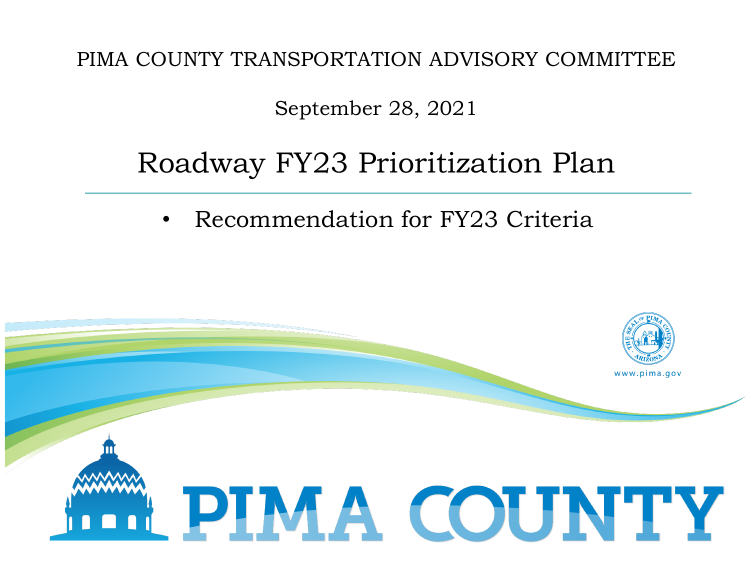PIMA COUNTY TRANSPORTATION ADVISORY COMMITTEE

September 28, 2021

# Roadway FY23 Prioritization Plan

- Recommendation for FY23 Criteria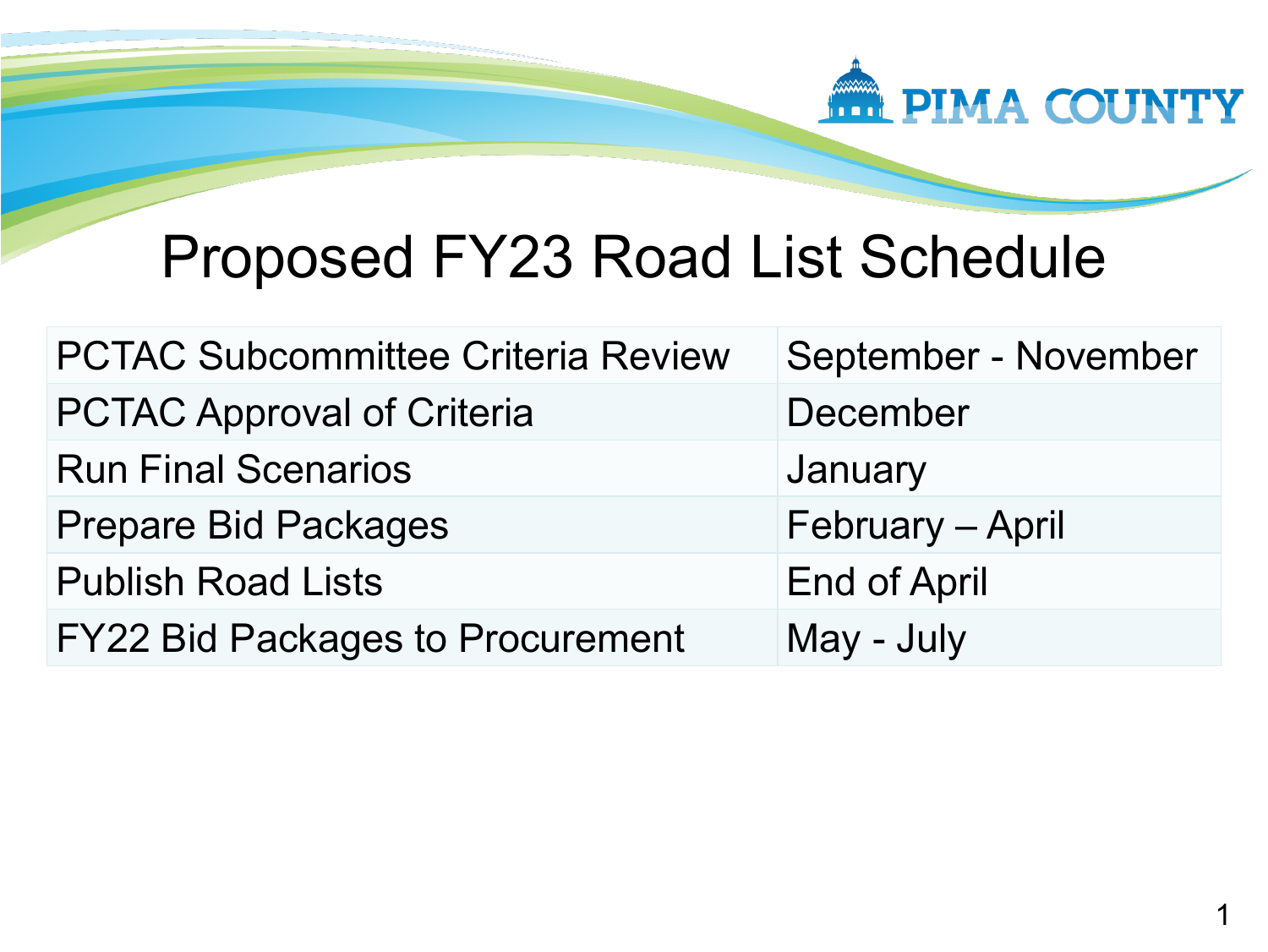# Proposed FY23 Road List Schedule

| | |
|---|---|
| PCTAC Subcommittee Criteria Review | September - November |
| PCTAC Approval of Criteria | December |
| Run Final Scenarios | January |
| Prepare Bid Packages | February – April |
| Publish Road Lists | End of April |
| FY22 Bid Packages to Procurement | May - July |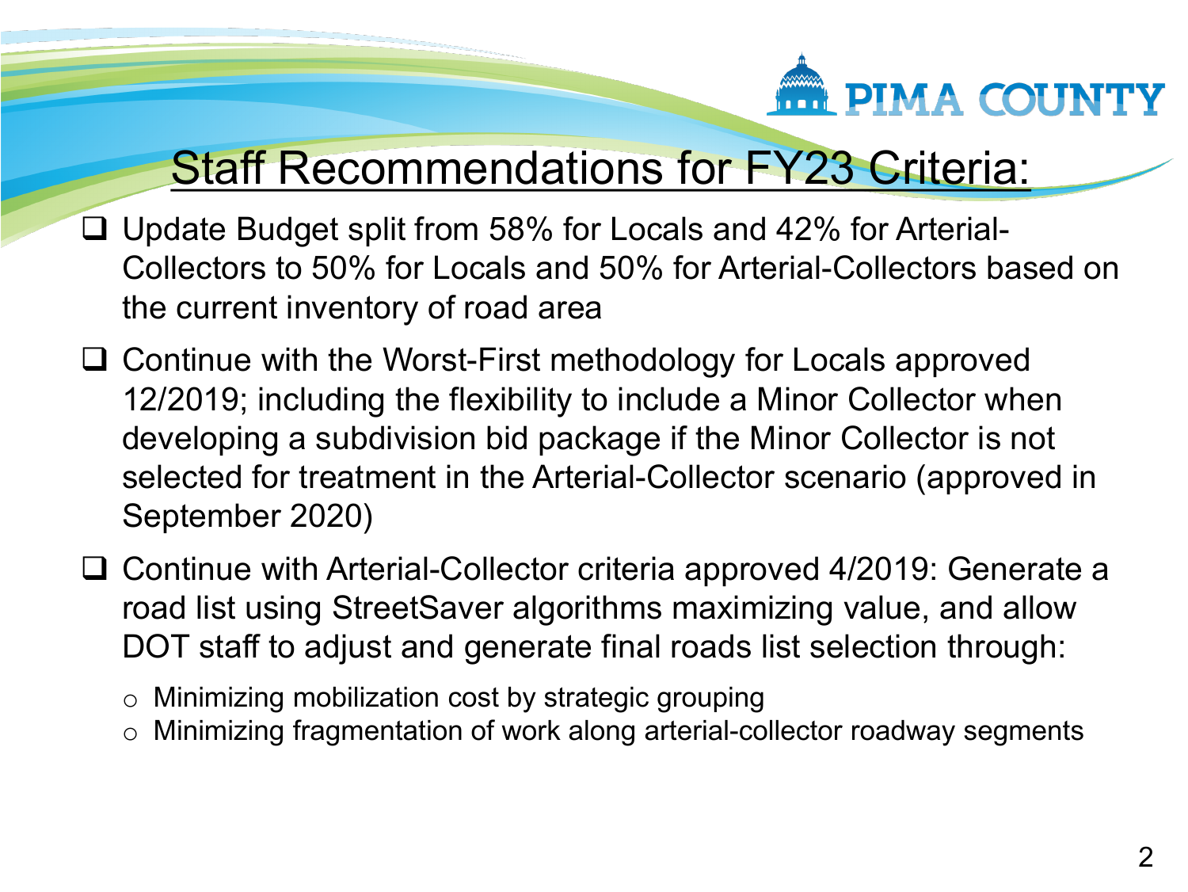# Staff Recommendations for FY23 Criteria:

- Update Budget split from 58% for Locals and 42% for Arterial-Collectors to 50% for Locals and 50% for Arterial-Collectors based on the current inventory of road area
- Continue with the Worst-First methodology for Locals approved 12/2019; including the flexibility to include a Minor Collector when developing a subdivision bid package if the Minor Collector is not selected for treatment in the Arterial-Collector scenario (approved in September 2020)
- Continue with Arterial-Collector criteria approved 4/2019: Generate a road list using StreetSaver algorithms maximizing value, and allow DOT staff to adjust and generate final roads list selection through:
  - Minimizing mobilization cost by strategic grouping
  - Minimizing fragmentation of work along arterial-collector roadway segments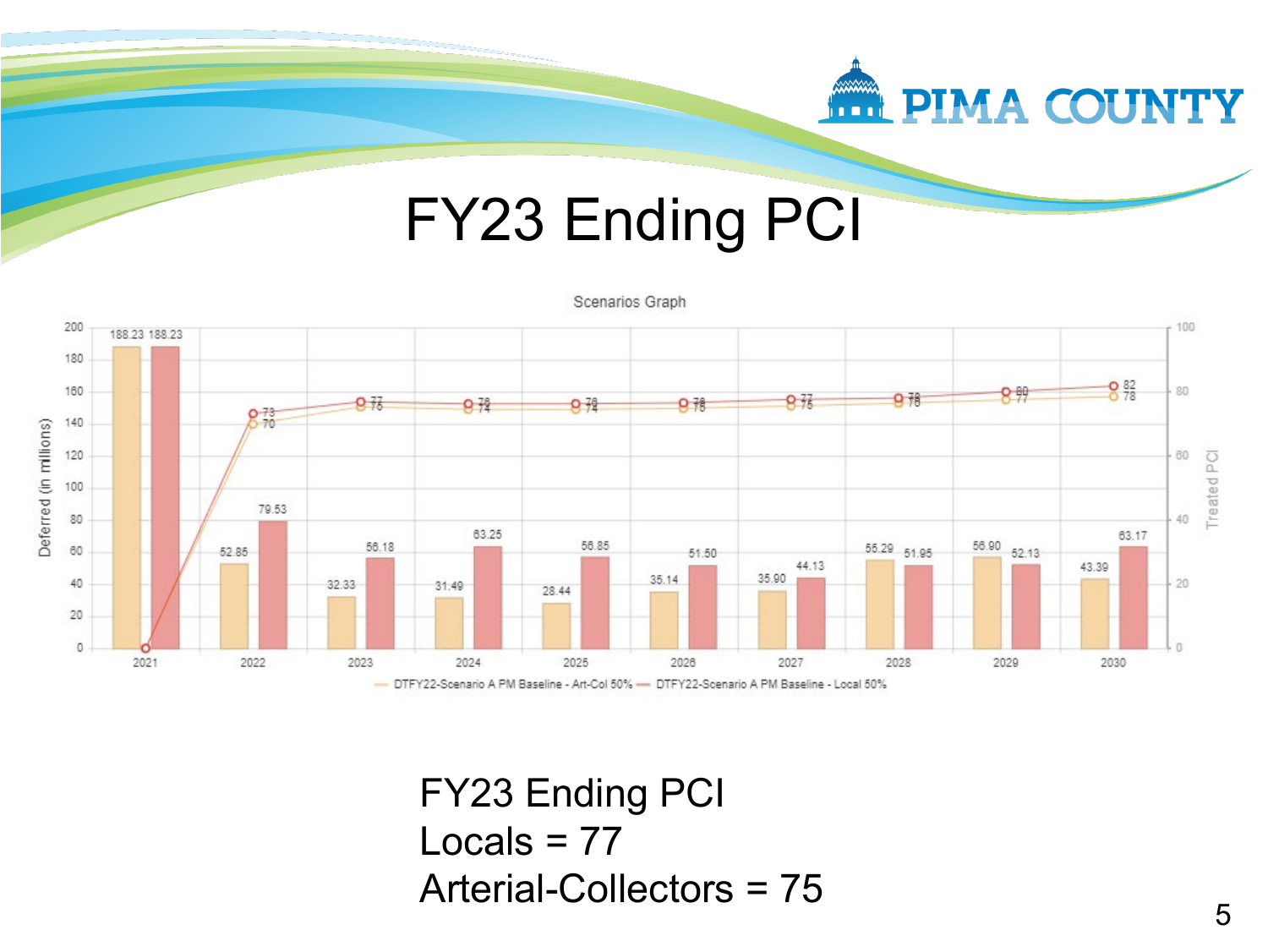# FY23 Ending PCI

**Scenarios Graph**

| Year | Deferred (in millions) – DTFY22-Scenario A PM Baseline - Art-Col 50% | Deferred (in millions) – DTFY22-Scenario A PM Baseline - Local 50% | Treated PCI – Art-Col 50% | Treated PCI – Local 50% |
|---|---|---|---|---|
| 2021 | 188.23 | 188.23 | | |
| 2022 | 52.85 | 79.53 | 70 | 73 |
| 2023 | 32.33 | 56.18 | 75 | 77 |
| 2024 | 31.49 | 63.25 | 74 | 76 |
| 2025 | 28.44 | 56.85 | 74 | 76 |
| 2026 | 35.14 | 51.50 | 75 | 76 |
| 2027 | 35.90 | 44.13 | 75 | 77 |
| 2028 | 55.29 | 51.95 | 76 | 78 |
| 2029 | 56.90 | 52.13 | 77 | 80 |
| 2030 | 43.39 | 63.17 | 78 | 82 |

FY23 Ending PCI
Locals = 77
Arterial-Collectors = 75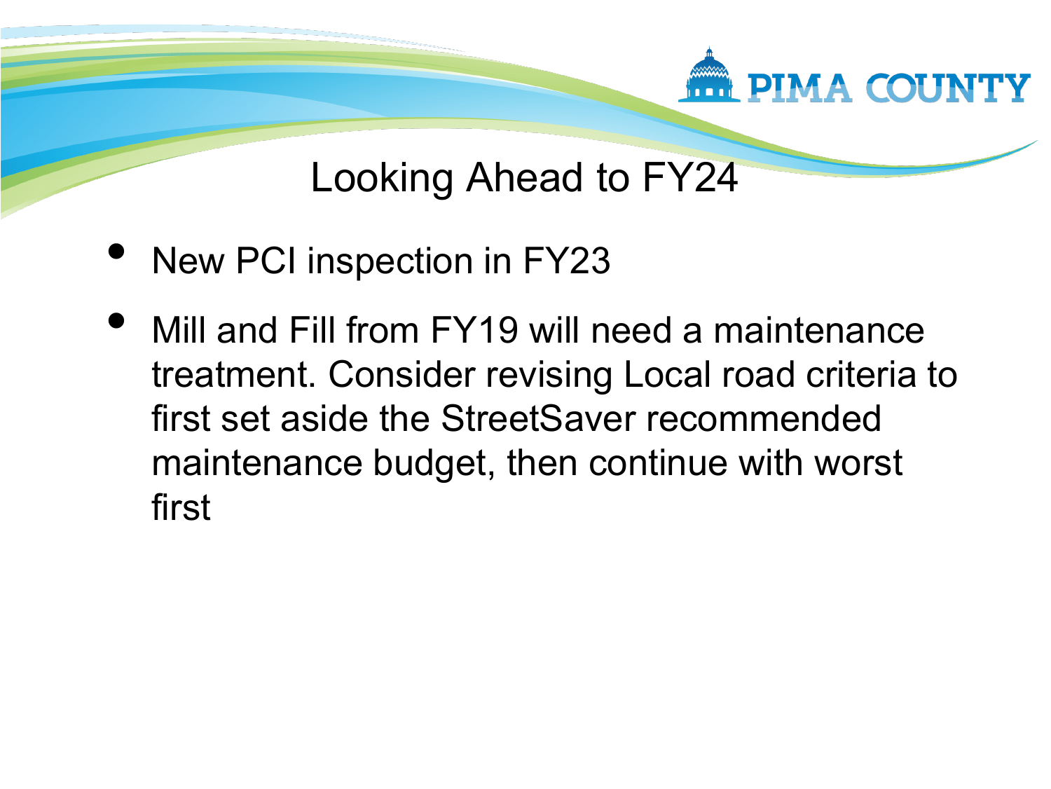# Looking Ahead to FY24

- New PCI inspection in FY23
- Mill and Fill from FY19 will need a maintenance treatment. Consider revising Local road criteria to first set aside the StreetSaver recommended maintenance budget, then continue with worst first